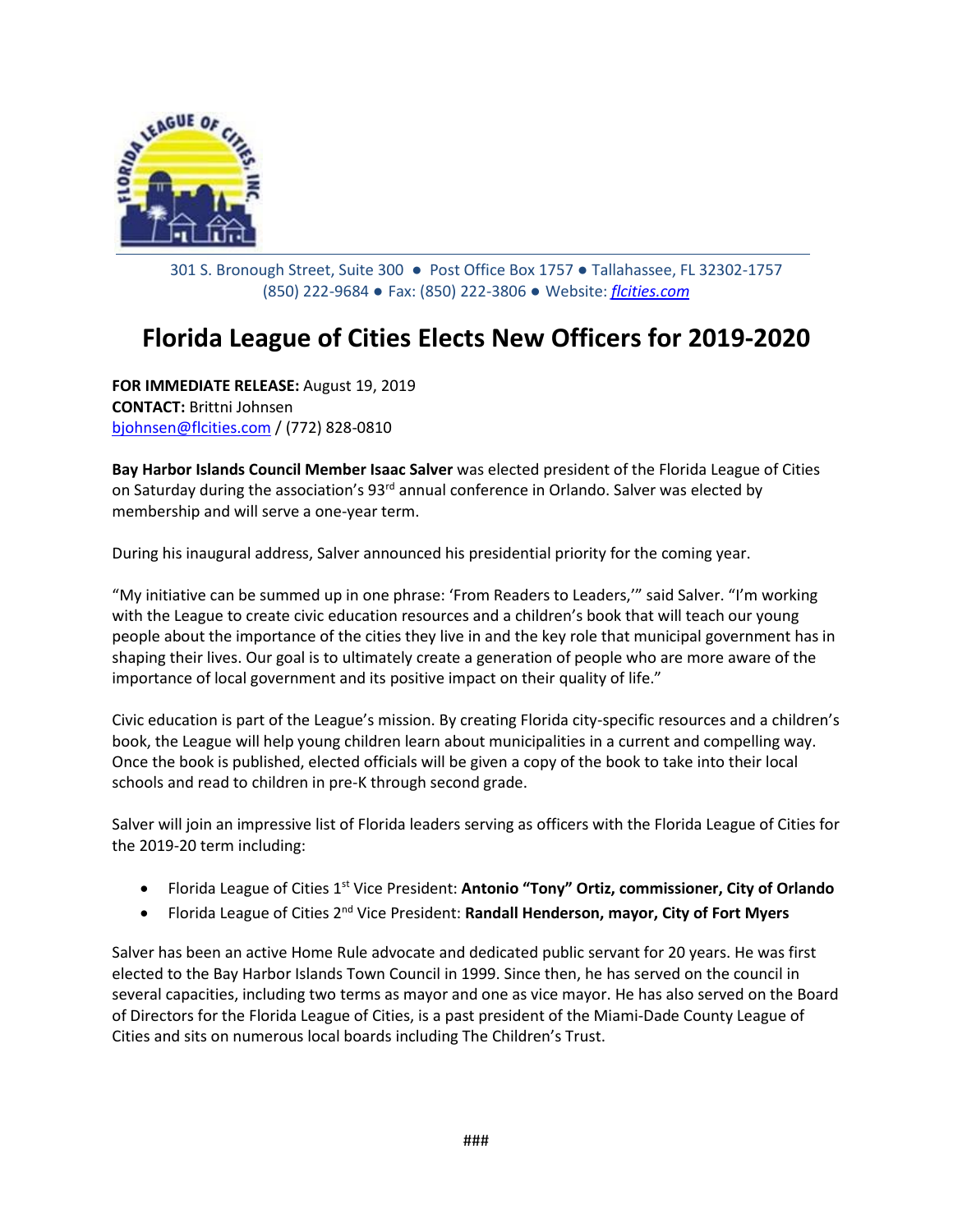301 S. Bronough Street, Suite 300 ● Post Office Box 1757 ● Tallahassee, FL 32302-1757
(850) 222-9684 ● Fax: (850) 222-3806 ● Website: *flcities.com*

# Florida League of Cities Elects New Officers for 2019-2020

**FOR IMMEDIATE RELEASE:** August 19, 2019
**CONTACT:** Brittni Johnsen
bjohnsen@flcities.com / (772) 828-0810

**Bay Harbor Islands Council Member Isaac Salver** was elected president of the Florida League of Cities on Saturday during the association's 93rd annual conference in Orlando. Salver was elected by membership and will serve a one-year term.

During his inaugural address, Salver announced his presidential priority for the coming year.

"My initiative can be summed up in one phrase: 'From Readers to Leaders,'" said Salver. "I'm working with the League to create civic education resources and a children's book that will teach our young people about the importance of the cities they live in and the key role that municipal government has in shaping their lives. Our goal is to ultimately create a generation of people who are more aware of the importance of local government and its positive impact on their quality of life."

Civic education is part of the League's mission. By creating Florida city-specific resources and a children's book, the League will help young children learn about municipalities in a current and compelling way. Once the book is published, elected officials will be given a copy of the book to take into their local schools and read to children in pre-K through second grade.

Salver will join an impressive list of Florida leaders serving as officers with the Florida League of Cities for the 2019-20 term including:

- Florida League of Cities 1st Vice President: **Antonio "Tony" Ortiz, commissioner, City of Orlando**
- Florida League of Cities 2nd Vice President: **Randall Henderson, mayor, City of Fort Myers**

Salver has been an active Home Rule advocate and dedicated public servant for 20 years. He was first elected to the Bay Harbor Islands Town Council in 1999. Since then, he has served on the council in several capacities, including two terms as mayor and one as vice mayor. He has also served on the Board of Directors for the Florida League of Cities, is a past president of the Miami-Dade County League of Cities and sits on numerous local boards including The Children's Trust.

###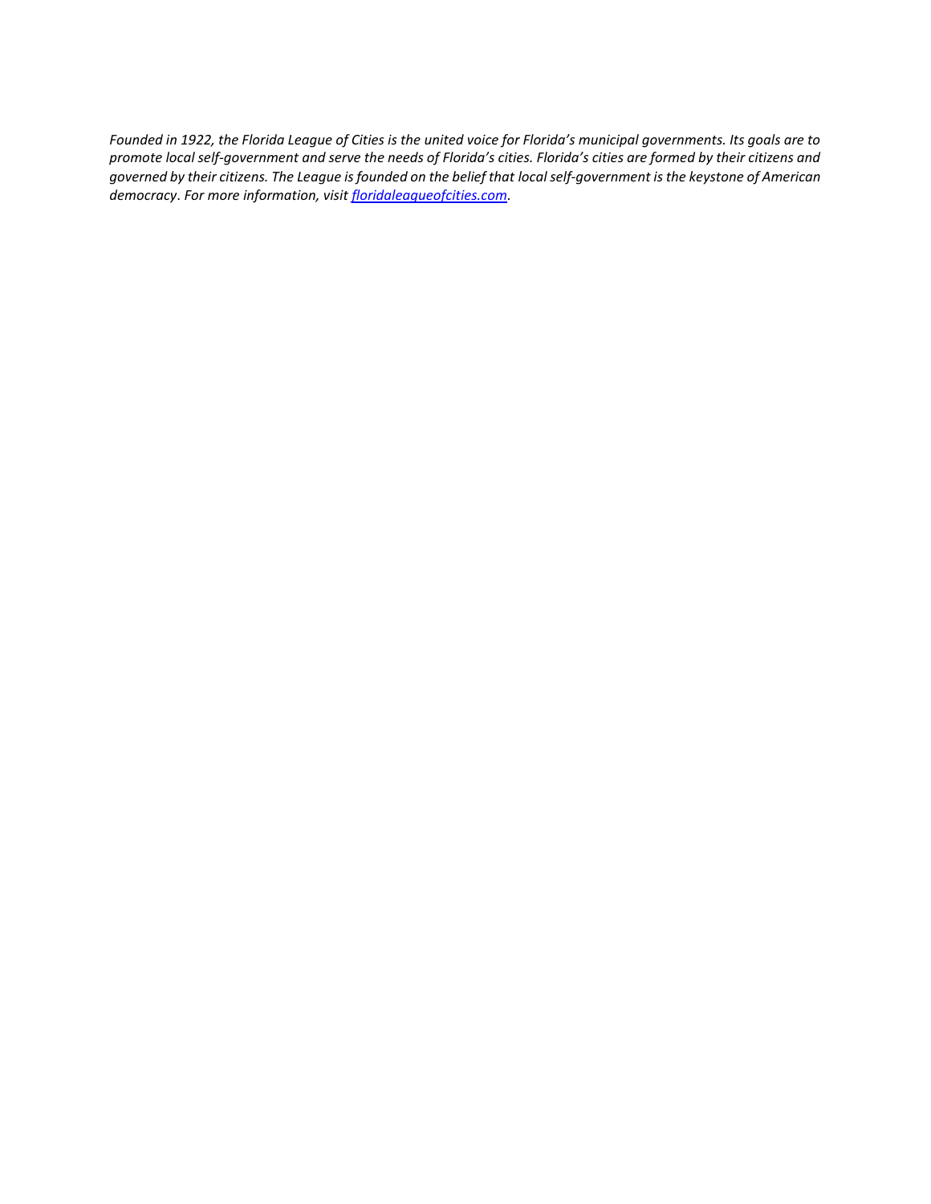*Founded in 1922, the Florida League of Cities is the united voice for Florida's municipal governments. Its goals are to promote local self-government and serve the needs of Florida's cities. Florida's cities are formed by their citizens and governed by their citizens. The League is founded on the belief that local self-government is the keystone of American democracy. For more information, visit [floridaleagueofcities.com](floridaleagueofcities.com).*